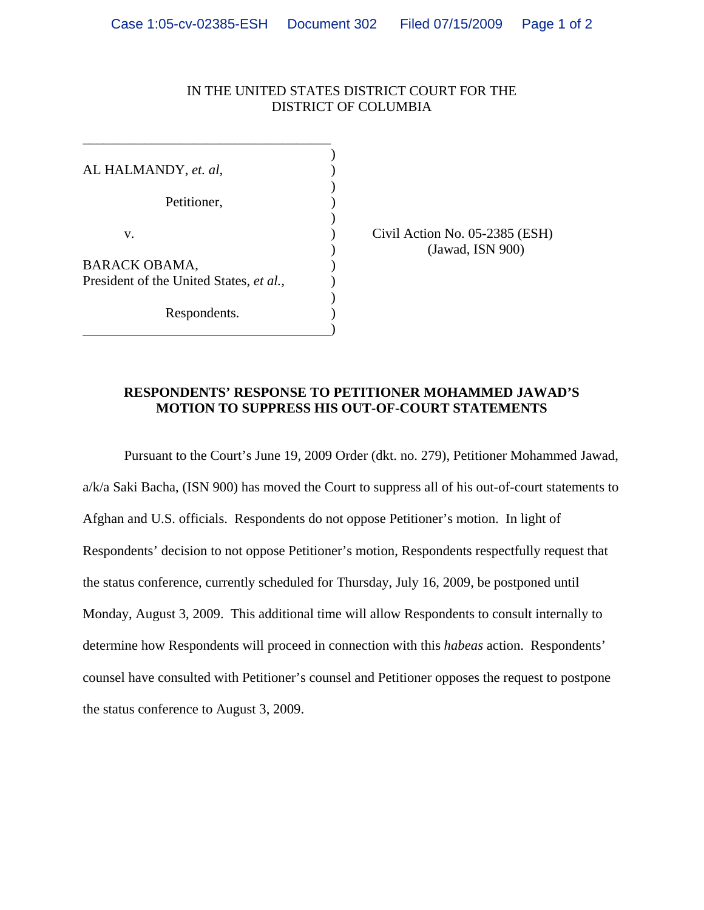IN THE UNITED STATES DISTRICT COURT FOR THE
DISTRICT OF COLUMBIA

| | |
|---|---|
| AL HALMANDY, *et. al*, | |
| Petitioner, | |
| v. | Civil Action No. 05-2385 (ESH) (Jawad, ISN 900) |
| BARACK OBAMA, President of the United States, *et al.*, | |
| Respondents. | |

**RESPONDENTS' RESPONSE TO PETITIONER MOHAMMED JAWAD'S MOTION TO SUPPRESS HIS OUT-OF-COURT STATEMENTS**

Pursuant to the Court's June 19, 2009 Order (dkt. no. 279), Petitioner Mohammed Jawad, a/k/a Saki Bacha, (ISN 900) has moved the Court to suppress all of his out-of-court statements to Afghan and U.S. officials. Respondents do not oppose Petitioner's motion. In light of Respondents' decision to not oppose Petitioner's motion, Respondents respectfully request that the status conference, currently scheduled for Thursday, July 16, 2009, be postponed until Monday, August 3, 2009. This additional time will allow Respondents to consult internally to determine how Respondents will proceed in connection with this *habeas* action. Respondents' counsel have consulted with Petitioner's counsel and Petitioner opposes the request to postpone the status conference to August 3, 2009.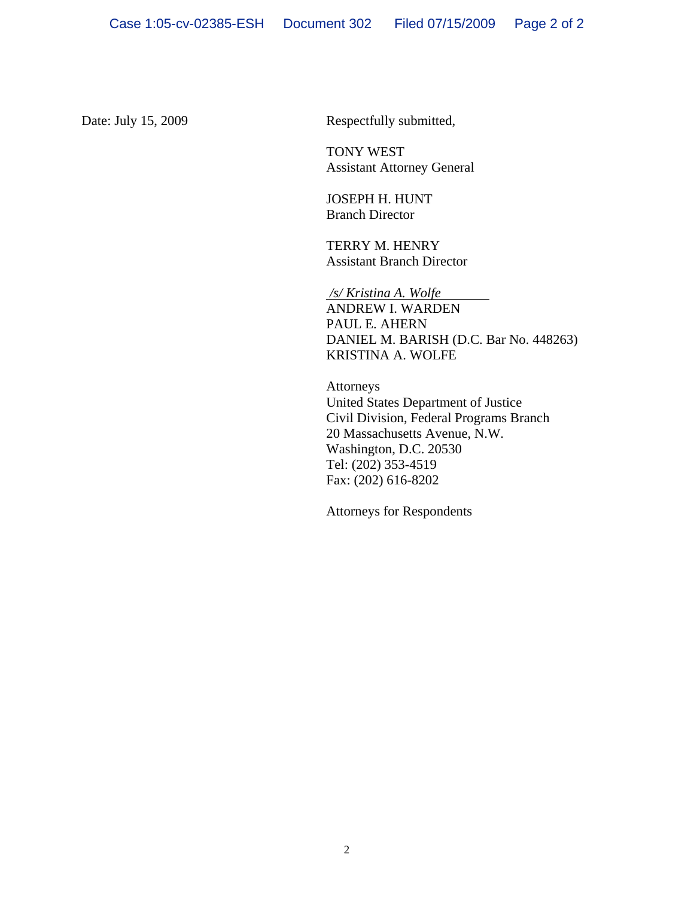Date: July 15, 2009

Respectfully submitted,

TONY WEST
Assistant Attorney General

JOSEPH H. HUNT
Branch Director

TERRY M. HENRY
Assistant Branch Director

*/s/ Kristina A. Wolfe*
ANDREW I. WARDEN
PAUL E. AHERN
DANIEL M. BARISH (D.C. Bar No. 448263)
KRISTINA A. WOLFE

Attorneys
United States Department of Justice
Civil Division, Federal Programs Branch
20 Massachusetts Avenue, N.W.
Washington, D.C. 20530
Tel: (202) 353-4519
Fax: (202) 616-8202

Attorneys for Respondents